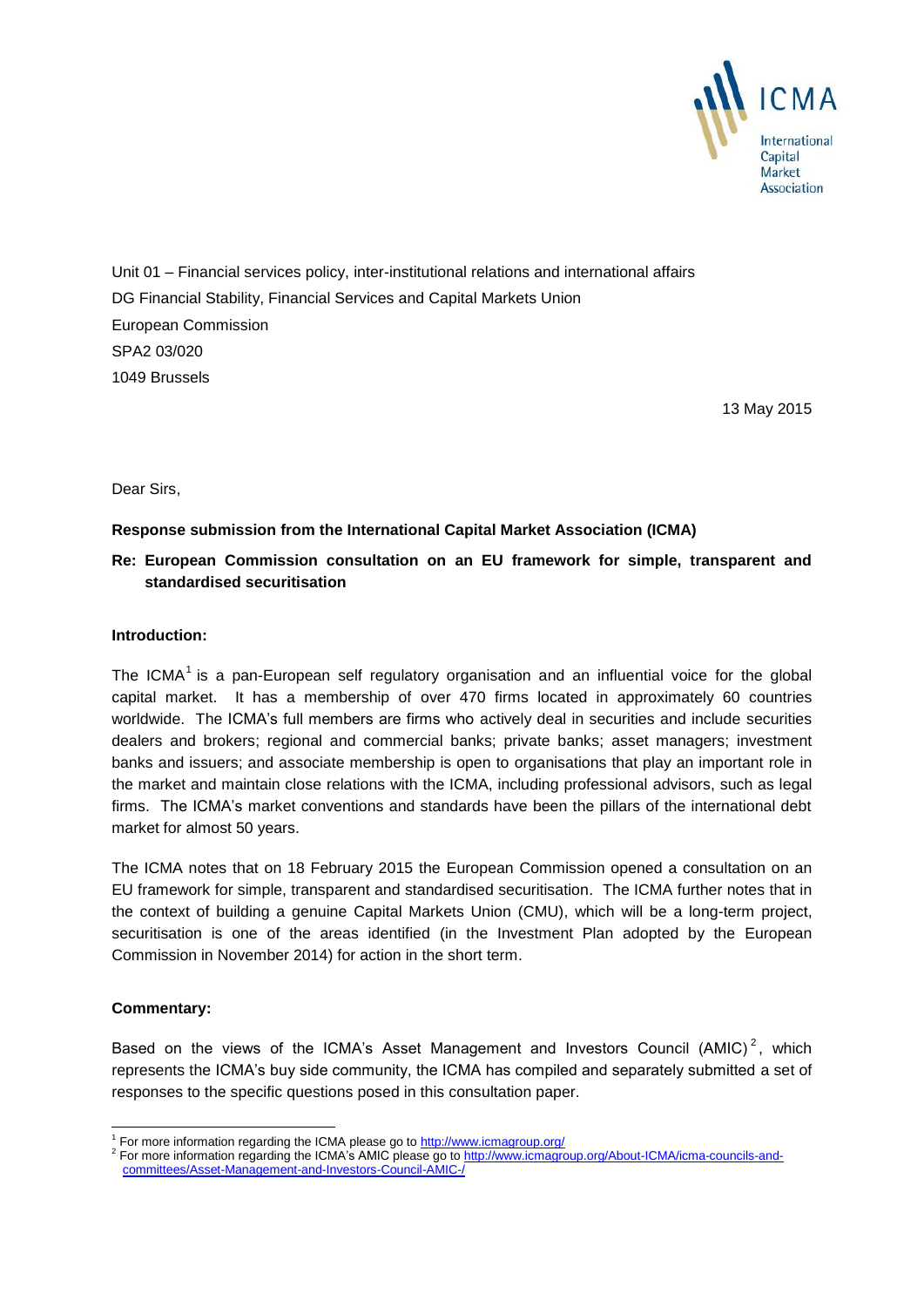ICMA

International Capital Market Association

Unit 01 – Financial services policy, inter-institutional relations and international affairs
DG Financial Stability, Financial Services and Capital Markets Union
European Commission
SPA2 03/020
1049 Brussels

13 May 2015

Dear Sirs,

**Response submission from the International Capital Market Association (ICMA)**

**Re: European Commission consultation on an EU framework for simple, transparent and standardised securitisation**

**Introduction:**

The ICMA[1] is a pan-European self regulatory organisation and an influential voice for the global capital market. It has a membership of over 470 firms located in approximately 60 countries worldwide. The ICMA's full members are firms who actively deal in securities and include securities dealers and brokers; regional and commercial banks; private banks; asset managers; investment banks and issuers; and associate membership is open to organisations that play an important role in the market and maintain close relations with the ICMA, including professional advisors, such as legal firms. The ICMA's market conventions and standards have been the pillars of the international debt market for almost 50 years.

The ICMA notes that on 18 February 2015 the European Commission opened a consultation on an EU framework for simple, transparent and standardised securitisation. The ICMA further notes that in the context of building a genuine Capital Markets Union (CMU), which will be a long-term project, securitisation is one of the areas identified (in the Investment Plan adopted by the European Commission in November 2014) for action in the short term.

**Commentary:**

Based on the views of the ICMA's Asset Management and Investors Council (AMIC)[2], which represents the ICMA's buy side community, the ICMA has compiled and separately submitted a set of responses to the specific questions posed in this consultation paper.

---

[1] For more information regarding the ICMA please go to http://www.icmagroup.org/

[2] For more information regarding the ICMA's AMIC please go to http://www.icmagroup.org/About-ICMA/icma-councils-and-committees/Asset-Management-and-Investors-Council-AMIC-/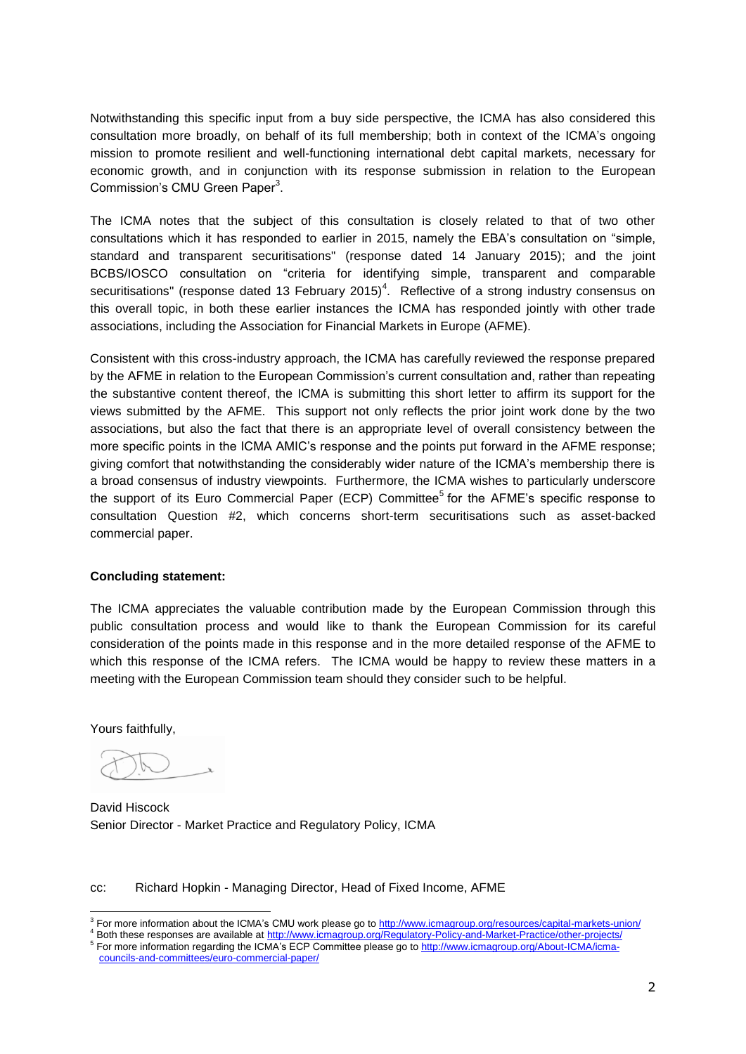Notwithstanding this specific input from a buy side perspective, the ICMA has also considered this consultation more broadly, on behalf of its full membership; both in context of the ICMA's ongoing mission to promote resilient and well-functioning international debt capital markets, necessary for economic growth, and in conjunction with its response submission in relation to the European Commission's CMU Green Paper[3].

The ICMA notes that the subject of this consultation is closely related to that of two other consultations which it has responded to earlier in 2015, namely the EBA's consultation on "simple, standard and transparent securitisations" (response dated 14 January 2015); and the joint BCBS/IOSCO consultation on "criteria for identifying simple, transparent and comparable securitisations" (response dated 13 February 2015)[4]. Reflective of a strong industry consensus on this overall topic, in both these earlier instances the ICMA has responded jointly with other trade associations, including the Association for Financial Markets in Europe (AFME).

Consistent with this cross-industry approach, the ICMA has carefully reviewed the response prepared by the AFME in relation to the European Commission's current consultation and, rather than repeating the substantive content thereof, the ICMA is submitting this short letter to affirm its support for the views submitted by the AFME. This support not only reflects the prior joint work done by the two associations, but also the fact that there is an appropriate level of overall consistency between the more specific points in the ICMA AMIC's response and the points put forward in the AFME response; giving comfort that notwithstanding the considerably wider nature of the ICMA's membership there is a broad consensus of industry viewpoints. Furthermore, the ICMA wishes to particularly underscore the support of its Euro Commercial Paper (ECP) Committee[5] for the AFME's specific response to consultation Question #2, which concerns short-term securitisations such as asset-backed commercial paper.

**Concluding statement:**

The ICMA appreciates the valuable contribution made by the European Commission through this public consultation process and would like to thank the European Commission for its careful consideration of the points made in this response and in the more detailed response of the AFME to which this response of the ICMA refers. The ICMA would be happy to review these matters in a meeting with the European Commission team should they consider such to be helpful.

Yours faithfully,

David Hiscock
Senior Director - Market Practice and Regulatory Policy, ICMA

cc: Richard Hopkin - Managing Director, Head of Fixed Income, AFME

---

[3] For more information about the ICMA's CMU work please go to http://www.icmagroup.org/resources/capital-markets-union/

[4] Both these responses are available at http://www.icmagroup.org/Regulatory-Policy-and-Market-Practice/other-projects/

[5] For more information regarding the ICMA's ECP Committee please go to http://www.icmagroup.org/About-ICMA/icma-councils-and-committees/euro-commercial-paper/